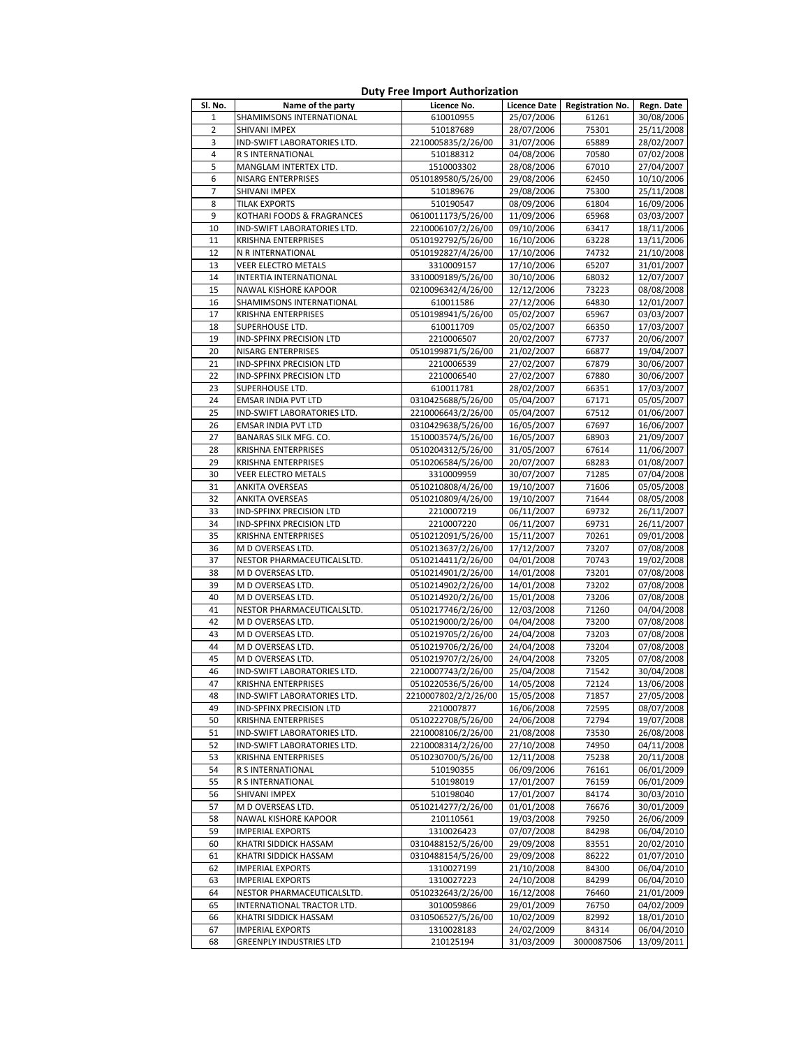# Duty Free Import Authorization

| Sl. No. | Name of the party | Licence No. | Licence Date | Registration No. | Regn. Date |
|---|---|---|---|---|---|
| 1 | SHAMIMSONS INTERNATIONAL | 610010955 | 25/07/2006 | 61261 | 30/08/2006 |
| 2 | SHIVANI IMPEX | 510187689 | 28/07/2006 | 75301 | 25/11/2008 |
| 3 | IND-SWIFT LABORATORIES LTD. | 2210005835/2/26/00 | 31/07/2006 | 65889 | 28/02/2007 |
| 4 | R S INTERNATIONAL | 510188312 | 04/08/2006 | 70580 | 07/02/2008 |
| 5 | MANGLAM INTERTEX LTD. | 1510003302 | 28/08/2006 | 67010 | 27/04/2007 |
| 6 | NISARG ENTERPRISES | 0510189580/5/26/00 | 29/08/2006 | 62450 | 10/10/2006 |
| 7 | SHIVANI IMPEX | 510189676 | 29/08/2006 | 75300 | 25/11/2008 |
| 8 | TILAK EXPORTS | 510190547 | 08/09/2006 | 61804 | 16/09/2006 |
| 9 | KOTHARI FOODS & FRAGRANCES | 0610011173/5/26/00 | 11/09/2006 | 65968 | 03/03/2007 |
| 10 | IND-SWIFT LABORATORIES LTD. | 2210006107/2/26/00 | 09/10/2006 | 63417 | 18/11/2006 |
| 11 | KRISHNA ENTERPRISES | 0510192792/5/26/00 | 16/10/2006 | 63228 | 13/11/2006 |
| 12 | N R INTERNATIONAL | 0510192827/4/26/00 | 17/10/2006 | 74732 | 21/10/2008 |
| 13 | VEER ELECTRO METALS | 3310009157 | 17/10/2006 | 65207 | 31/01/2007 |
| 14 | INTERTIA INTERNATIONAL | 3310009189/5/26/00 | 30/10/2006 | 68032 | 12/07/2007 |
| 15 | NAWAL KISHORE KAPOOR | 0210096342/4/26/00 | 12/12/2006 | 73223 | 08/08/2008 |
| 16 | SHAMIMSONS INTERNATIONAL | 610011586 | 27/12/2006 | 64830 | 12/01/2007 |
| 17 | KRISHNA ENTERPRISES | 0510198941/5/26/00 | 05/02/2007 | 65967 | 03/03/2007 |
| 18 | SUPERHOUSE LTD. | 610011709 | 05/02/2007 | 66350 | 17/03/2007 |
| 19 | IND-SPFINX PRECISION LTD | 2210006507 | 20/02/2007 | 67737 | 20/06/2007 |
| 20 | NISARG ENTERPRISES | 0510199871/5/26/00 | 21/02/2007 | 66877 | 19/04/2007 |
| 21 | IND-SPFINX PRECISION LTD | 2210006539 | 27/02/2007 | 67879 | 30/06/2007 |
| 22 | IND-SPFINX PRECISION LTD | 2210006540 | 27/02/2007 | 67880 | 30/06/2007 |
| 23 | SUPERHOUSE LTD. | 610011781 | 28/02/2007 | 66351 | 17/03/2007 |
| 24 | EMSAR INDIA PVT LTD | 0310425688/5/26/00 | 05/04/2007 | 67171 | 05/05/2007 |
| 25 | IND-SWIFT LABORATORIES LTD. | 2210006643/2/26/00 | 05/04/2007 | 67512 | 01/06/2007 |
| 26 | EMSAR INDIA PVT LTD | 0310429638/5/26/00 | 16/05/2007 | 67697 | 16/06/2007 |
| 27 | BANARAS SILK MFG. CO. | 1510003574/5/26/00 | 16/05/2007 | 68903 | 21/09/2007 |
| 28 | KRISHNA ENTERPRISES | 0510204312/5/26/00 | 31/05/2007 | 67614 | 11/06/2007 |
| 29 | KRISHNA ENTERPRISES | 0510206584/5/26/00 | 20/07/2007 | 68283 | 01/08/2007 |
| 30 | VEER ELECTRO METALS | 3310009959 | 30/07/2007 | 71285 | 07/04/2008 |
| 31 | ANKITA OVERSEAS | 0510210808/4/26/00 | 19/10/2007 | 71606 | 05/05/2008 |
| 32 | ANKITA OVERSEAS | 0510210809/4/26/00 | 19/10/2007 | 71644 | 08/05/2008 |
| 33 | IND-SPFINX PRECISION LTD | 2210007219 | 06/11/2007 | 69732 | 26/11/2007 |
| 34 | IND-SPFINX PRECISION LTD | 2210007220 | 06/11/2007 | 69731 | 26/11/2007 |
| 35 | KRISHNA ENTERPRISES | 0510212091/5/26/00 | 15/11/2007 | 70261 | 09/01/2008 |
| 36 | M D OVERSEAS LTD. | 0510213637/2/26/00 | 17/12/2007 | 73207 | 07/08/2008 |
| 37 | NESTOR PHARMACEUTICALSLTD. | 0510214411/2/26/00 | 04/01/2008 | 70743 | 19/02/2008 |
| 38 | M D OVERSEAS LTD. | 0510214901/2/26/00 | 14/01/2008 | 73201 | 07/08/2008 |
| 39 | M D OVERSEAS LTD. | 0510214902/2/26/00 | 14/01/2008 | 73202 | 07/08/2008 |
| 40 | M D OVERSEAS LTD. | 0510214920/2/26/00 | 15/01/2008 | 73206 | 07/08/2008 |
| 41 | NESTOR PHARMACEUTICALSLTD. | 0510217746/2/26/00 | 12/03/2008 | 71260 | 04/04/2008 |
| 42 | M D OVERSEAS LTD. | 0510219000/2/26/00 | 04/04/2008 | 73200 | 07/08/2008 |
| 43 | M D OVERSEAS LTD. | 0510219705/2/26/00 | 24/04/2008 | 73203 | 07/08/2008 |
| 44 | M D OVERSEAS LTD. | 0510219706/2/26/00 | 24/04/2008 | 73204 | 07/08/2008 |
| 45 | M D OVERSEAS LTD. | 0510219707/2/26/00 | 24/04/2008 | 73205 | 07/08/2008 |
| 46 | IND-SWIFT LABORATORIES LTD. | 2210007743/2/26/00 | 25/04/2008 | 71542 | 30/04/2008 |
| 47 | KRISHNA ENTERPRISES | 0510220536/5/26/00 | 14/05/2008 | 72124 | 13/06/2008 |
| 48 | IND-SWIFT LABORATORIES LTD. | 2210007802/2/2/26/00 | 15/05/2008 | 71857 | 27/05/2008 |
| 49 | IND-SPFINX PRECISION LTD | 2210007877 | 16/06/2008 | 72595 | 08/07/2008 |
| 50 | KRISHNA ENTERPRISES | 0510222708/5/26/00 | 24/06/2008 | 72794 | 19/07/2008 |
| 51 | IND-SWIFT LABORATORIES LTD. | 2210008106/2/26/00 | 21/08/2008 | 73530 | 26/08/2008 |
| 52 | IND-SWIFT LABORATORIES LTD. | 2210008314/2/26/00 | 27/10/2008 | 74950 | 04/11/2008 |
| 53 | KRISHNA ENTERPRISES | 0510230700/5/26/00 | 12/11/2008 | 75238 | 20/11/2008 |
| 54 | R S INTERNATIONAL | 510190355 | 06/09/2006 | 76161 | 06/01/2009 |
| 55 | R S INTERNATIONAL | 510198019 | 17/01/2007 | 76159 | 06/01/2009 |
| 56 | SHIVANI IMPEX | 510198040 | 17/01/2007 | 84174 | 30/03/2010 |
| 57 | M D OVERSEAS LTD. | 0510214277/2/26/00 | 01/01/2008 | 76676 | 30/01/2009 |
| 58 | NAWAL KISHORE KAPOOR | 210110561 | 19/03/2008 | 79250 | 26/06/2009 |
| 59 | IMPERIAL EXPORTS | 1310026423 | 07/07/2008 | 84298 | 06/04/2010 |
| 60 | KHATRI SIDDICK HASSAM | 0310488152/5/26/00 | 29/09/2008 | 83551 | 20/02/2010 |
| 61 | KHATRI SIDDICK HASSAM | 0310488154/5/26/00 | 29/09/2008 | 86222 | 01/07/2010 |
| 62 | IMPERIAL EXPORTS | 1310027199 | 21/10/2008 | 84300 | 06/04/2010 |
| 63 | IMPERIAL EXPORTS | 1310027223 | 24/10/2008 | 84299 | 06/04/2010 |
| 64 | NESTOR PHARMACEUTICALSLTD. | 0510232643/2/26/00 | 16/12/2008 | 76460 | 21/01/2009 |
| 65 | INTERNATIONAL TRACTOR LTD. | 3010059866 | 29/01/2009 | 76750 | 04/02/2009 |
| 66 | KHATRI SIDDICK HASSAM | 0310506527/5/26/00 | 10/02/2009 | 82992 | 18/01/2010 |
| 67 | IMPERIAL EXPORTS | 1310028183 | 24/02/2009 | 84314 | 06/04/2010 |
| 68 | GREENPLY INDUSTRIES LTD | 210125194 | 31/03/2009 | 3000087506 | 13/09/2011 |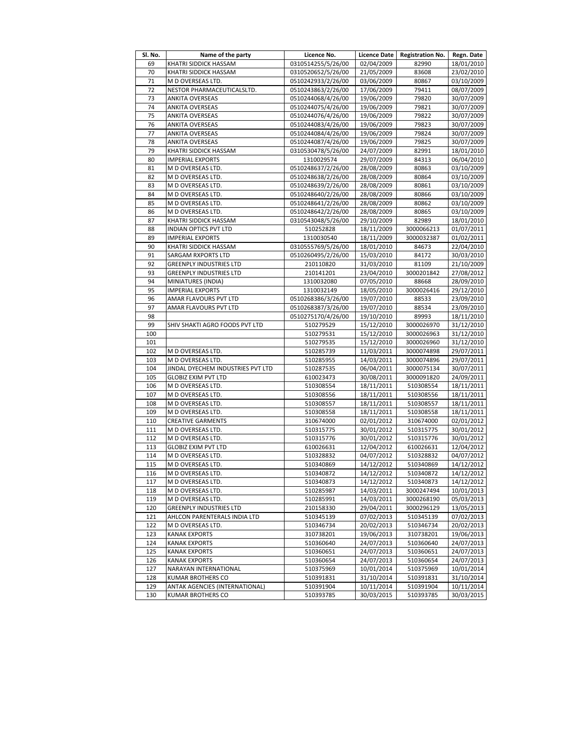| Sl. No. | Name of the party | Licence No. | Licence Date | Registration No. | Regn. Date |
|---|---|---|---|---|---|
| 69 | KHATRI SIDDICK HASSAM | 0310514255/5/26/00 | 02/04/2009 | 82990 | 18/01/2010 |
| 70 | KHATRI SIDDICK HASSAM | 0310520652/5/26/00 | 21/05/2009 | 83608 | 23/02/2010 |
| 71 | M D OVERSEAS LTD. | 0510242933/2/26/00 | 03/06/2009 | 80867 | 03/10/2009 |
| 72 | NESTOR PHARMACEUTICALSLTD. | 0510243863/2/26/00 | 17/06/2009 | 79411 | 08/07/2009 |
| 73 | ANKITA OVERSEAS | 0510244068/4/26/00 | 19/06/2009 | 79820 | 30/07/2009 |
| 74 | ANKITA OVERSEAS | 0510244075/4/26/00 | 19/06/2009 | 79821 | 30/07/2009 |
| 75 | ANKITA OVERSEAS | 0510244076/4/26/00 | 19/06/2009 | 79822 | 30/07/2009 |
| 76 | ANKITA OVERSEAS | 0510244083/4/26/00 | 19/06/2009 | 79823 | 30/07/2009 |
| 77 | ANKITA OVERSEAS | 0510244084/4/26/00 | 19/06/2009 | 79824 | 30/07/2009 |
| 78 | ANKITA OVERSEAS | 0510244087/4/26/00 | 19/06/2009 | 79825 | 30/07/2009 |
| 79 | KHATRI SIDDICK HASSAM | 0310530478/5/26/00 | 24/07/2009 | 82991 | 18/01/2010 |
| 80 | IMPERIAL EXPORTS | 1310029574 | 29/07/2009 | 84313 | 06/04/2010 |
| 81 | M D OVERSEAS LTD. | 0510248637/2/26/00 | 28/08/2009 | 80863 | 03/10/2009 |
| 82 | M D OVERSEAS LTD. | 0510248638/2/26/00 | 28/08/2009 | 80864 | 03/10/2009 |
| 83 | M D OVERSEAS LTD. | 0510248639/2/26/00 | 28/08/2009 | 80861 | 03/10/2009 |
| 84 | M D OVERSEAS LTD. | 0510248640/2/26/00 | 28/08/2009 | 80866 | 03/10/2009 |
| 85 | M D OVERSEAS LTD. | 0510248641/2/26/00 | 28/08/2009 | 80862 | 03/10/2009 |
| 86 | M D OVERSEAS LTD. | 0510248642/2/26/00 | 28/08/2009 | 80865 | 03/10/2009 |
| 87 | KHATRI SIDDICK HASSAM | 0310543048/5/26/00 | 29/10/2009 | 82989 | 18/01/2010 |
| 88 | INDIAN OPTICS PVT LTD | 510252828 | 18/11/2009 | 3000066213 | 01/07/2011 |
| 89 | IMPERIAL EXPORTS | 1310030540 | 18/11/2009 | 3000032387 | 01/02/2011 |
| 90 | KHATRI SIDDICK HASSAM | 0310555769/5/26/00 | 18/01/2010 | 84673 | 22/04/2010 |
| 91 | SARGAM RXPORTS LTD | 0510260495/2/26/00 | 15/03/2010 | 84172 | 30/03/2010 |
| 92 | GREENPLY INDUSTRIES LTD | 210110820 | 31/03/2010 | 81109 | 21/10/2009 |
| 93 | GREENPLY INDUSTRIES LTD | 210141201 | 23/04/2010 | 3000201842 | 27/08/2012 |
| 94 | MINIATURES (INDIA) | 1310032080 | 07/05/2010 | 88668 | 28/09/2010 |
| 95 | IMPERIAL EXPORTS | 1310032149 | 18/05/2010 | 3000026416 | 29/12/2010 |
| 96 | AMAR FLAVOURS PVT LTD | 0510268386/3/26/00 | 19/07/2010 | 88533 | 23/09/2010 |
| 97 | AMAR FLAVOURS PVT LTD | 0510268387/3/26/00 | 19/07/2010 | 88534 | 23/09/2010 |
| 98 | | 0510275170/4/26/00 | 19/10/2010 | 89993 | 18/11/2010 |
| 99 | SHIV SHAKTI AGRO FOODS PVT LTD | 510279529 | 15/12/2010 | 3000026970 | 31/12/2010 |
| 100 | | 510279531 | 15/12/2010 | 3000026963 | 31/12/2010 |
| 101 | | 510279535 | 15/12/2010 | 3000026960 | 31/12/2010 |
| 102 | M D OVERSEAS LTD. | 510285739 | 11/03/2011 | 3000074898 | 29/07/2011 |
| 103 | M D OVERSEAS LTD. | 510285955 | 14/03/2011 | 3000074896 | 29/07/2011 |
| 104 | JINDAL DYECHEM INDUSTRIES PVT LTD | 510287535 | 06/04/2011 | 3000075134 | 30/07/2011 |
| 105 | GLOBIZ EXIM PVT LTD | 610023473 | 30/08/2011 | 3000091820 | 24/09/2011 |
| 106 | M D OVERSEAS LTD. | 510308554 | 18/11/2011 | 510308554 | 18/11/2011 |
| 107 | M D OVERSEAS LTD. | 510308556 | 18/11/2011 | 510308556 | 18/11/2011 |
| 108 | M D OVERSEAS LTD. | 510308557 | 18/11/2011 | 510308557 | 18/11/2011 |
| 109 | M D OVERSEAS LTD. | 510308558 | 18/11/2011 | 510308558 | 18/11/2011 |
| 110 | CREATIVE GARMENTS | 310674000 | 02/01/2012 | 310674000 | 02/01/2012 |
| 111 | M D OVERSEAS LTD. | 510315775 | 30/01/2012 | 510315775 | 30/01/2012 |
| 112 | M D OVERSEAS LTD. | 510315776 | 30/01/2012 | 510315776 | 30/01/2012 |
| 113 | GLOBIZ EXIM PVT LTD | 610026631 | 12/04/2012 | 610026631 | 12/04/2012 |
| 114 | M D OVERSEAS LTD. | 510328832 | 04/07/2012 | 510328832 | 04/07/2012 |
| 115 | M D OVERSEAS LTD. | 510340869 | 14/12/2012 | 510340869 | 14/12/2012 |
| 116 | M D OVERSEAS LTD. | 510340872 | 14/12/2012 | 510340872 | 14/12/2012 |
| 117 | M D OVERSEAS LTD. | 510340873 | 14/12/2012 | 510340873 | 14/12/2012 |
| 118 | M D OVERSEAS LTD. | 510285987 | 14/03/2011 | 3000247494 | 10/01/2013 |
| 119 | M D OVERSEAS LTD. | 510285991 | 14/03/2011 | 3000268190 | 05/03/2013 |
| 120 | GREENPLY INDUSTRIES LTD | 210158330 | 29/04/2011 | 3000296129 | 13/05/2013 |
| 121 | AHLCON PARENTERALS INDIA LTD | 510345139 | 07/02/2013 | 510345139 | 07/02/2013 |
| 122 | M D OVERSEAS LTD. | 510346734 | 20/02/2013 | 510346734 | 20/02/2013 |
| 123 | KANAK EXPORTS | 310738201 | 19/06/2013 | 310738201 | 19/06/2013 |
| 124 | KANAK EXPORTS | 510360640 | 24/07/2013 | 510360640 | 24/07/2013 |
| 125 | KANAK EXPORTS | 510360651 | 24/07/2013 | 510360651 | 24/07/2013 |
| 126 | KANAK EXPORTS | 510360654 | 24/07/2013 | 510360654 | 24/07/2013 |
| 127 | NARAYAN INTERNATIONAL | 510375969 | 10/01/2014 | 510375969 | 10/01/2014 |
| 128 | KUMAR BROTHERS CO | 510391831 | 31/10/2014 | 510391831 | 31/10/2014 |
| 129 | ANTAK AGENCIES (INTERNATIONAL) | 510391904 | 10/11/2014 | 510391904 | 10/11/2014 |
| 130 | KUMAR BROTHERS CO | 510393785 | 30/03/2015 | 510393785 | 30/03/2015 |